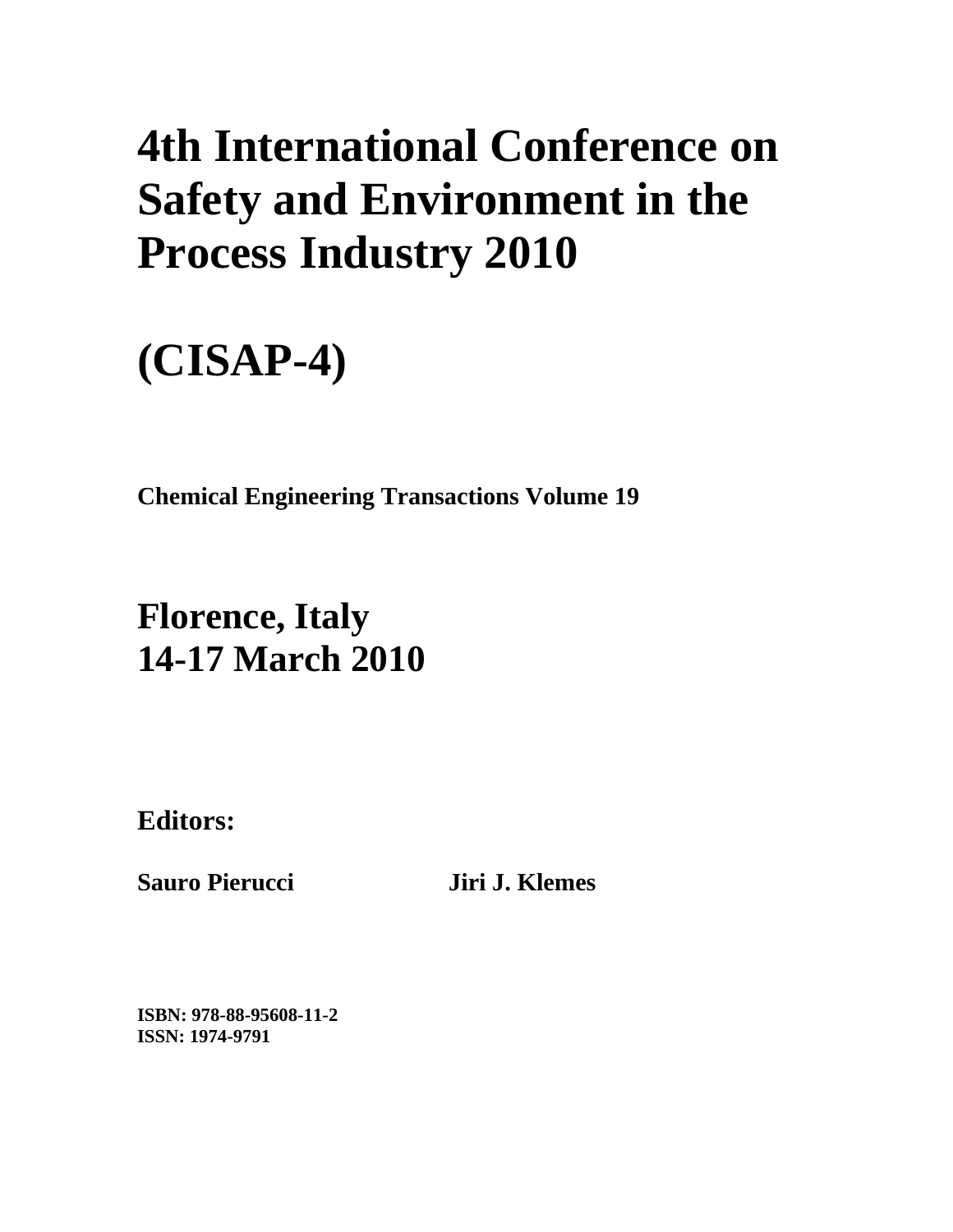# 4th International Conference on Safety and Environment in the Process Industry 2010

# (CISAP-4)

**Chemical Engineering Transactions Volume 19**

## Florence, Italy
## 14-17 March 2010

**Editors:**

**Sauro Pierucci** **Jiri J. Klemes**

**ISBN: 978-88-95608-11-2**
**ISSN: 1974-9791**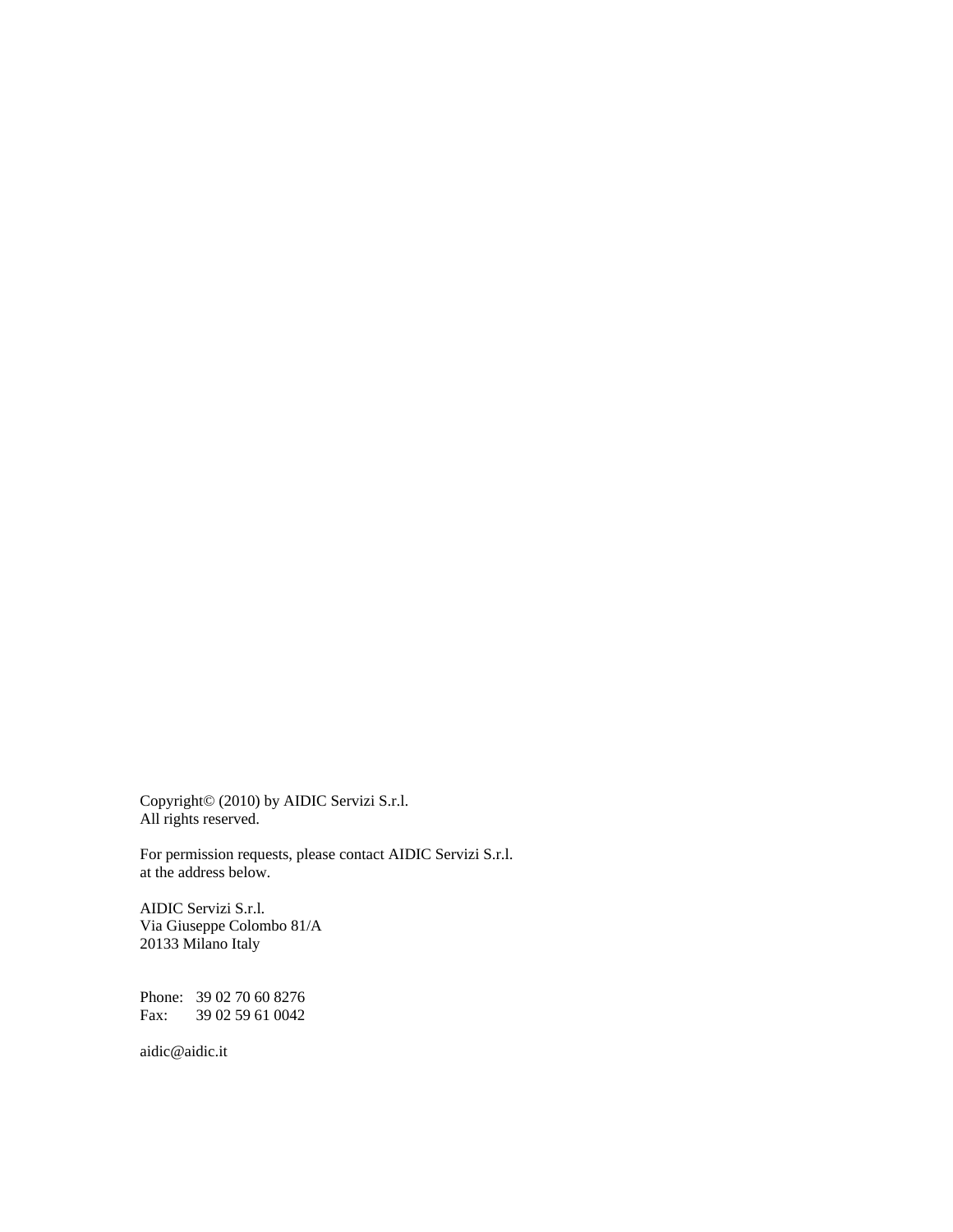Copyright© (2010) by AIDIC Servizi S.r.l.
All rights reserved.

For permission requests, please contact AIDIC Servizi S.r.l.
at the address below.

AIDIC Servizi S.r.l.
Via Giuseppe Colombo 81/A
20133 Milano Italy

Phone: 39 02 70 60 8276
Fax: 39 02 59 61 0042

aidic@aidic.it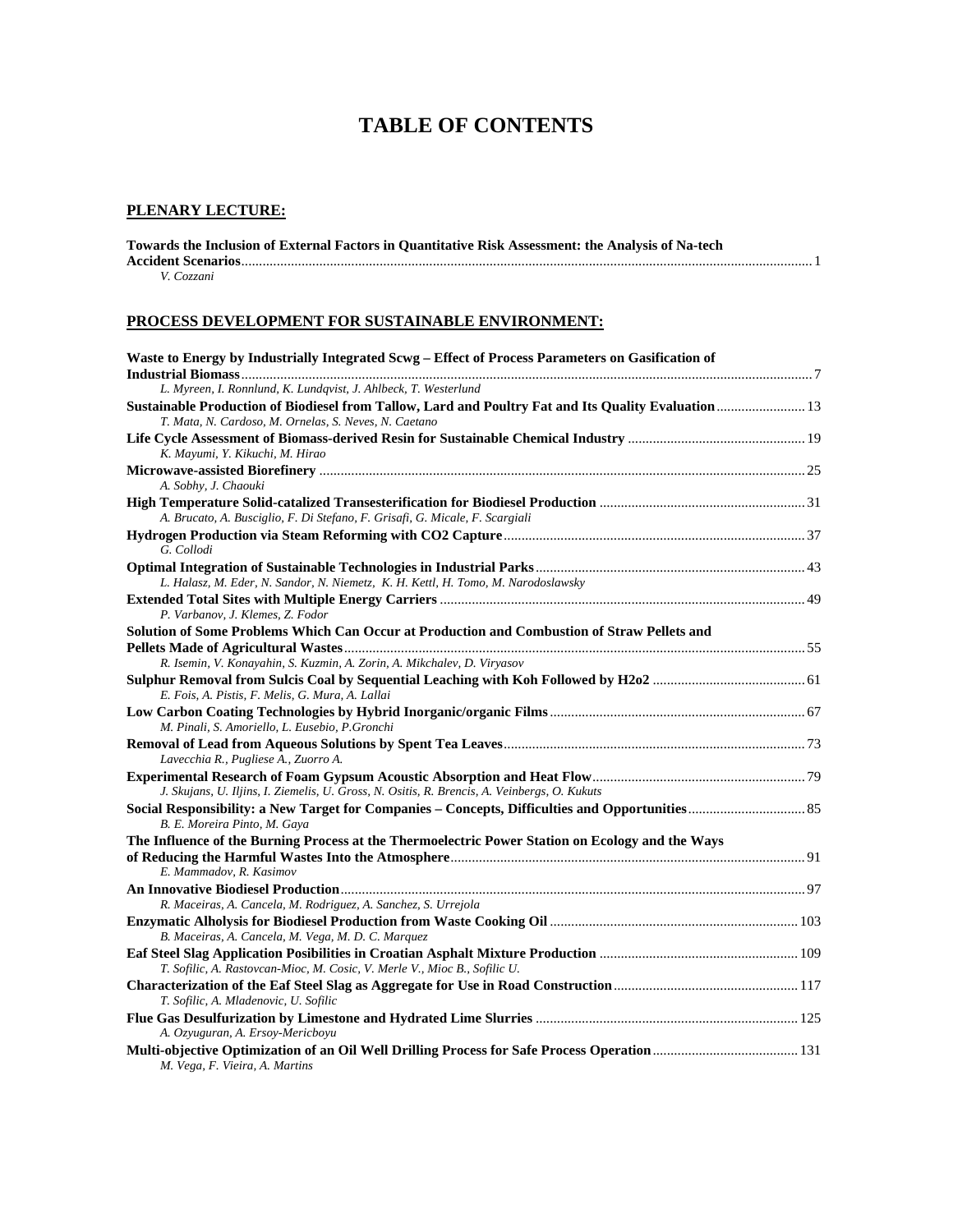# TABLE OF CONTENTS

## PLENARY LECTURE:

**Towards the Inclusion of External Factors in Quantitative Risk Assessment: the Analysis of Na-tech Accident Scenarios** ........ 1
*V. Cozzani*

## PROCESS DEVELOPMENT FOR SUSTAINABLE ENVIRONMENT:

**Waste to Energy by Industrially Integrated Scwg – Effect of Process Parameters on Gasification of Industrial Biomass** ........ 7
*L. Myreen, I. Ronnlund, K. Lundqvist, J. Ahlbeck, T. Westerlund*

**Sustainable Production of Biodiesel from Tallow, Lard and Poultry Fat and Its Quality Evaluation** ........ 13
*T. Mata, N. Cardoso, M. Ornelas, S. Neves, N. Caetano*

**Life Cycle Assessment of Biomass-derived Resin for Sustainable Chemical Industry** ........ 19
*K. Mayumi, Y. Kikuchi, M. Hirao*

**Microwave-assisted Biorefinery** ........ 25
*A. Sobhy, J. Chaouki*

**High Temperature Solid-catalized Transesterification for Biodiesel Production** ........ 31
*A. Brucato, A. Busciglio, F. Di Stefano, F. Grisafi, G. Micale, F. Scargiali*

**Hydrogen Production via Steam Reforming with CO2 Capture** ........ 37
*G. Collodi*

**Optimal Integration of Sustainable Technologies in Industrial Parks** ........ 43
*L. Halasz, M. Eder, N. Sandor, N. Niemetz, K. H. Kettl, H. Tomo, M. Narodoslawsky*

**Extended Total Sites with Multiple Energy Carriers** ........ 49
*P. Varbanov, J. Klemes, Z. Fodor*

**Solution of Some Problems Which Can Occur at Production and Combustion of Straw Pellets and Pellets Made of Agricultural Wastes** ........ 55
*R. Isemin, V. Konayahin, S. Kuzmin, A. Zorin, A. Mikchalev, D. Viryasov*

**Sulphur Removal from Sulcis Coal by Sequential Leaching with Koh Followed by H2o2** ........ 61
*E. Fois, A. Pistis, F. Melis, G. Mura, A. Lallai*

**Low Carbon Coating Technologies by Hybrid Inorganic/organic Films** ........ 67
*M. Pinali, S. Amoriello, L. Eusebio, P.Gronchi*

**Removal of Lead from Aqueous Solutions by Spent Tea Leaves** ........ 73
*Lavecchia R., Pugliese A., Zuorro A.*

**Experimental Research of Foam Gypsum Acoustic Absorption and Heat Flow** ........ 79
*J. Skujans, U. Iljins, I. Ziemelis, U. Gross, N. Ositis, R. Brencis, A. Veinbergs, O. Kukuts*

**Social Responsibility: a New Target for Companies – Concepts, Difficulties and Opportunities** ........ 85
*B. E. Moreira Pinto, M. Gaya*

**The Influence of the Burning Process at the Thermoelectric Power Station on Ecology and the Ways of Reducing the Harmful Wastes Into the Atmosphere** ........ 91
*E. Mammadov, R. Kasimov*

**An Innovative Biodiesel Production** ........ 97
*R. Maceiras, A. Cancela, M. Rodriguez, A. Sanchez, S. Urrejola*

**Enzymatic Alholysis for Biodiesel Production from Waste Cooking Oil** ........ 103
*B. Maceiras, A. Cancela, M. Vega, M. D. C. Marquez*

**Eaf Steel Slag Application Posibilities in Croatian Asphalt Mixture Production** ........ 109
*T. Sofilic, A. Rastovcan-Mioc, M. Cosic, V. Merle V., Mioc B., Sofilic U.*

**Characterization of the Eaf Steel Slag as Aggregate for Use in Road Construction** ........ 117
*T. Sofilic, A. Mladenovic, U. Sofilic*

**Flue Gas Desulfurization by Limestone and Hydrated Lime Slurries** ........ 125
*A. Ozyuguran, A. Ersoy-Mericboyu*

**Multi-objective Optimization of an Oil Well Drilling Process for Safe Process Operation** ........ 131
*M. Vega, F. Vieira, A. Martins*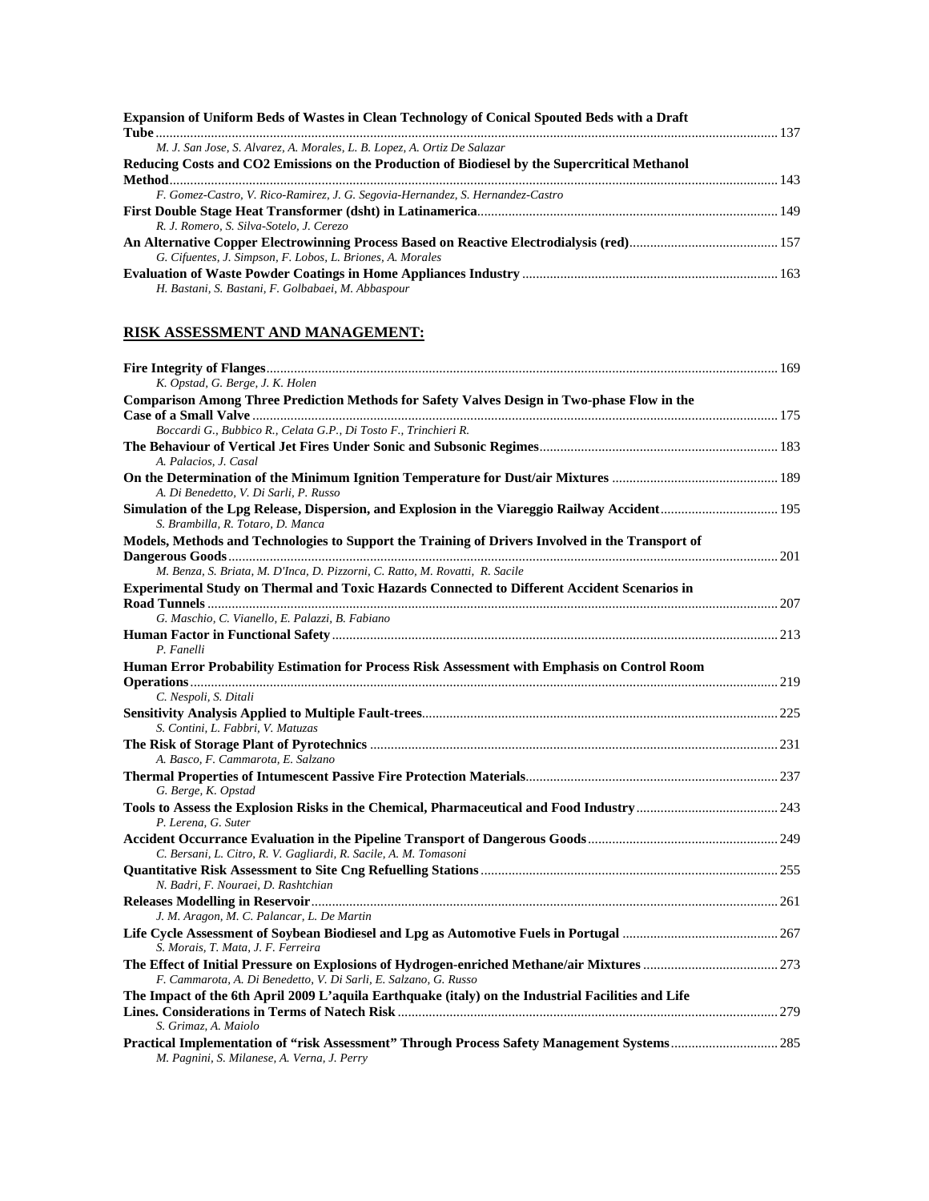**Expansion of Uniform Beds of Wastes in Clean Technology of Conical Spouted Beds with a Draft Tube** ........ 137
*M. J. San Jose, S. Alvarez, A. Morales, L. B. Lopez, A. Ortiz De Salazar*

**Reducing Costs and CO2 Emissions on the Production of Biodiesel by the Supercritical Methanol Method** ........ 143
*F. Gomez-Castro, V. Rico-Ramirez, J. G. Segovia-Hernandez, S. Hernandez-Castro*

**First Double Stage Heat Transformer (dsht) in Latinamerica** ........ 149
*R. J. Romero, S. Silva-Sotelo, J. Cerezo*

**An Alternative Copper Electrowinning Process Based on Reactive Electrodialysis (red)** ........ 157
*G. Cifuentes, J. Simpson, F. Lobos, L. Briones, A. Morales*

**Evaluation of Waste Powder Coatings in Home Appliances Industry** ........ 163
*H. Bastani, S. Bastani, F. Golbabaei, M. Abbaspour*

## RISK ASSESSMENT AND MANAGEMENT:

**Fire Integrity of Flanges** ........ 169
*K. Opstad, G. Berge, J. K. Holen*

**Comparison Among Three Prediction Methods for Safety Valves Design in Two-phase Flow in the Case of a Small Valve** ........ 175
*Boccardi G., Bubbico R., Celata G.P., Di Tosto F., Trinchieri R.*

**The Behaviour of Vertical Jet Fires Under Sonic and Subsonic Regimes** ........ 183
*A. Palacios, J. Casal*

**On the Determination of the Minimum Ignition Temperature for Dust/air Mixtures** ........ 189
*A. Di Benedetto, V. Di Sarli, P. Russo*

**Simulation of the Lpg Release, Dispersion, and Explosion in the Viareggio Railway Accident** ........ 195
*S. Brambilla, R. Totaro, D. Manca*

**Models, Methods and Technologies to Support the Training of Drivers Involved in the Transport of Dangerous Goods** ........ 201
*M. Benza, S. Briata, M. D'Inca, D. Pizzorni, C. Ratto, M. Rovatti, R. Sacile*

**Experimental Study on Thermal and Toxic Hazards Connected to Different Accident Scenarios in Road Tunnels** ........ 207
*G. Maschio, C. Vianello, E. Palazzi, B. Fabiano*

**Human Factor in Functional Safety** ........ 213
*P. Fanelli*

**Human Error Probability Estimation for Process Risk Assessment with Emphasis on Control Room Operations** ........ 219
*C. Nespoli, S. Ditali*

**Sensitivity Analysis Applied to Multiple Fault-trees** ........ 225
*S. Contini, L. Fabbri, V. Matuzas*

**The Risk of Storage Plant of Pyrotechnics** ........ 231
*A. Basco, F. Cammarota, E. Salzano*

**Thermal Properties of Intumescent Passive Fire Protection Materials** ........ 237
*G. Berge, K. Opstad*

**Tools to Assess the Explosion Risks in the Chemical, Pharmaceutical and Food Industry** ........ 243
*P. Lerena, G. Suter*

**Accident Occurrance Evaluation in the Pipeline Transport of Dangerous Goods** ........ 249
*C. Bersani, L. Citro, R. V. Gagliardi, R. Sacile, A. M. Tomasoni*

**Quantitative Risk Assessment to Site Cng Refuelling Stations** ........ 255
*N. Badri, F. Nouraei, D. Rashtchian*

**Releases Modelling in Reservoir** ........ 261
*J. M. Aragon, M. C. Palancar, L. De Martin*

**Life Cycle Assessment of Soybean Biodiesel and Lpg as Automotive Fuels in Portugal** ........ 267
*S. Morais, T. Mata, J. F. Ferreira*

**The Effect of Initial Pressure on Explosions of Hydrogen-enriched Methane/air Mixtures** ........ 273
*F. Cammarota, A. Di Benedetto, V. Di Sarli, E. Salzano, G. Russo*

**The Impact of the 6th April 2009 L'aquila Earthquake (italy) on the Industrial Facilities and Life Lines. Considerations in Terms of Natech Risk** ........ 279
*S. Grimaz, A. Maiolo*

**Practical Implementation of "risk Assessment" Through Process Safety Management Systems** ........ 285
*M. Pagnini, S. Milanese, A. Verna, J. Perry*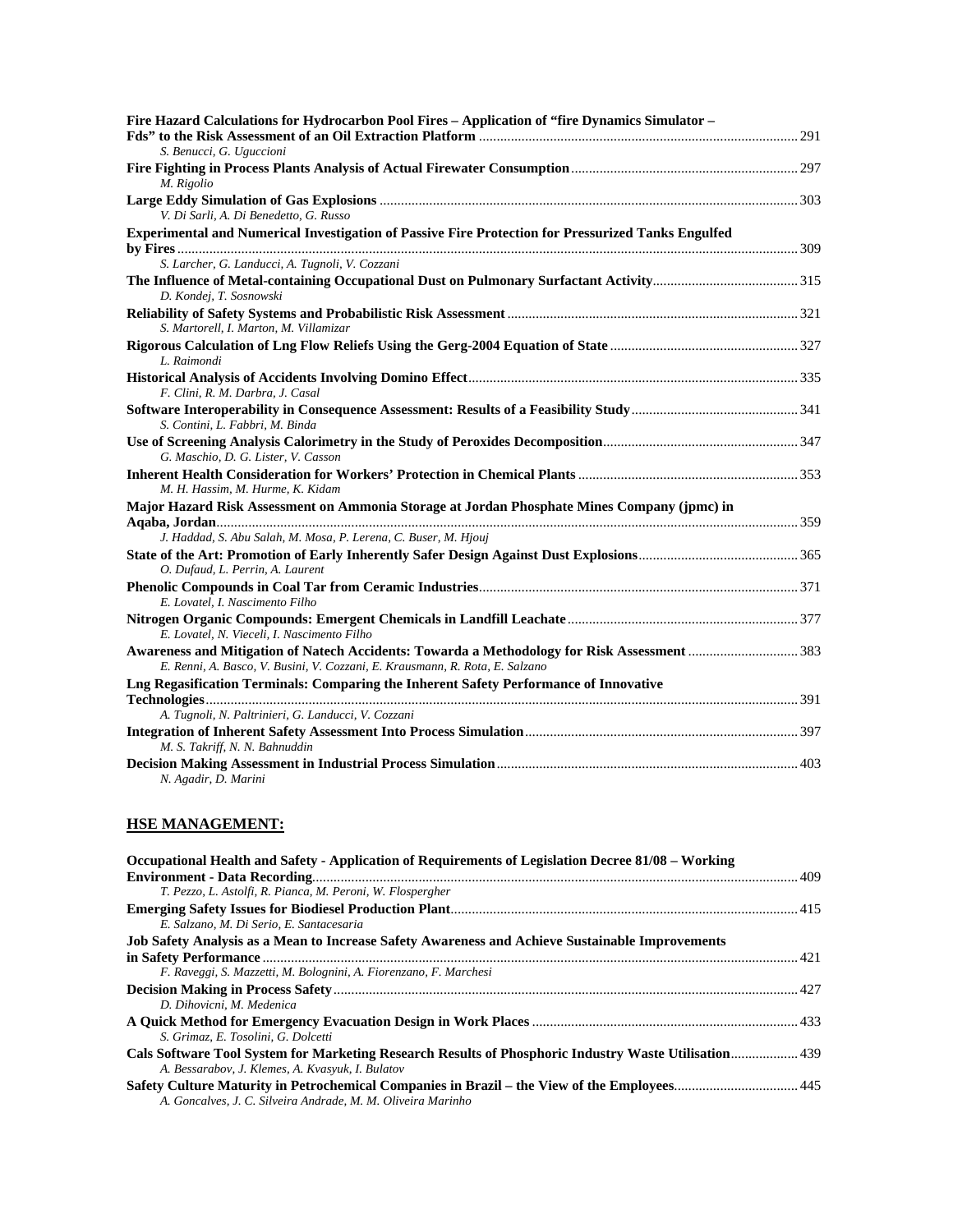**Fire Hazard Calculations for Hydrocarbon Pool Fires – Application of "fire Dynamics Simulator – Fds" to the Risk Assessment of an Oil Extraction Platform** ........ 291
*S. Benucci, G. Uguccioni*

**Fire Fighting in Process Plants Analysis of Actual Firewater Consumption** ........ 297
*M. Rigolio*

**Large Eddy Simulation of Gas Explosions** ........ 303
*V. Di Sarli, A. Di Benedetto, G. Russo*

**Experimental and Numerical Investigation of Passive Fire Protection for Pressurized Tanks Engulfed by Fires** ........ 309
*S. Larcher, G. Landucci, A. Tugnoli, V. Cozzani*

**The Influence of Metal-containing Occupational Dust on Pulmonary Surfactant Activity** ........ 315
*D. Kondej, T. Sosnowski*

**Reliability of Safety Systems and Probabilistic Risk Assessment** ........ 321
*S. Martorell, I. Marton, M. Villamizar*

**Rigorous Calculation of Lng Flow Reliefs Using the Gerg-2004 Equation of State** ........ 327
*L. Raimondi*

**Historical Analysis of Accidents Involving Domino Effect** ........ 335
*F. Clini, R. M. Darbra, J. Casal*

**Software Interoperability in Consequence Assessment: Results of a Feasibility Study** ........ 341
*S. Contini, L. Fabbri, M. Binda*

**Use of Screening Analysis Calorimetry in the Study of Peroxides Decomposition** ........ 347
*G. Maschio, D. G. Lister, V. Casson*

**Inherent Health Consideration for Workers' Protection in Chemical Plants** ........ 353
*M. H. Hassim, M. Hurme, K. Kidam*

**Major Hazard Risk Assessment on Ammonia Storage at Jordan Phosphate Mines Company (jpmc) in Aqaba, Jordan** ........ 359
*J. Haddad, S. Abu Salah, M. Mosa, P. Lerena, C. Buser, M. Hjouj*

**State of the Art: Promotion of Early Inherently Safer Design Against Dust Explosions** ........ 365
*O. Dufaud, L. Perrin, A. Laurent*

**Phenolic Compounds in Coal Tar from Ceramic Industries** ........ 371
*E. Lovatel, I. Nascimento Filho*

**Nitrogen Organic Compounds: Emergent Chemicals in Landfill Leachate** ........ 377
*E. Lovatel, N. Vieceli, I. Nascimento Filho*

**Awareness and Mitigation of Natech Accidents: Towarda a Methodology for Risk Assessment** ........ 383
*E. Renni, A. Basco, V. Busini, V. Cozzani, E. Krausmann, R. Rota, E. Salzano*

**Lng Regasification Terminals: Comparing the Inherent Safety Performance of Innovative Technologies** ........ 391
*A. Tugnoli, N. Paltrinieri, G. Landucci, V. Cozzani*

**Integration of Inherent Safety Assessment Into Process Simulation** ........ 397
*M. S. Takriff, N. N. Bahnuddin*

**Decision Making Assessment in Industrial Process Simulation** ........ 403
*N. Agadir, D. Marini*

## HSE MANAGEMENT:

**Occupational Health and Safety - Application of Requirements of Legislation Decree 81/08 – Working Environment - Data Recording** ........ 409
*T. Pezzo, L. Astolfi, R. Pianca, M. Peroni, W. Flospergher*

**Emerging Safety Issues for Biodiesel Production Plant** ........ 415
*E. Salzano, M. Di Serio, E. Santacesaria*

**Job Safety Analysis as a Mean to Increase Safety Awareness and Achieve Sustainable Improvements in Safety Performance** ........ 421
*F. Raveggi, S. Mazzetti, M. Bolognini, A. Fiorenzano, F. Marchesi*

**Decision Making in Process Safety** ........ 427
*D. Dihovicni, M. Medenica*

**A Quick Method for Emergency Evacuation Design in Work Places** ........ 433
*S. Grimaz, E. Tosolini, G. Dolcetti*

**Cals Software Tool System for Marketing Research Results of Phosphoric Industry Waste Utilisation** ........ 439
*A. Bessarabov, J. Klemes, A. Kvasyuk, I. Bulatov*

**Safety Culture Maturity in Petrochemical Companies in Brazil – the View of the Employees** ........ 445
*A. Goncalves, J. C. Silveira Andrade, M. M. Oliveira Marinho*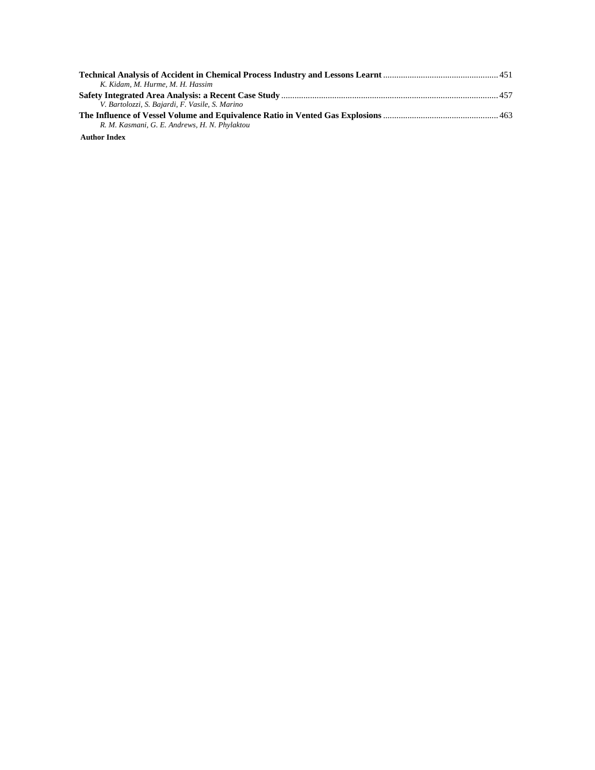**Technical Analysis of Accident in Chemical Process Industry and Lessons Learnt** .................................................... 451
*K. Kidam, M. Hurme, M. H. Hassim*

**Safety Integrated Area Analysis: a Recent Case Study** ................................................................................................. 457
*V. Bartolozzi, S. Bajardi, F. Vasile, S. Marino*

**The Influence of Vessel Volume and Equivalence Ratio in Vented Gas Explosions** .................................................... 463
*R. M. Kasmani, G. E. Andrews, H. N. Phylaktou*

**Author Index**